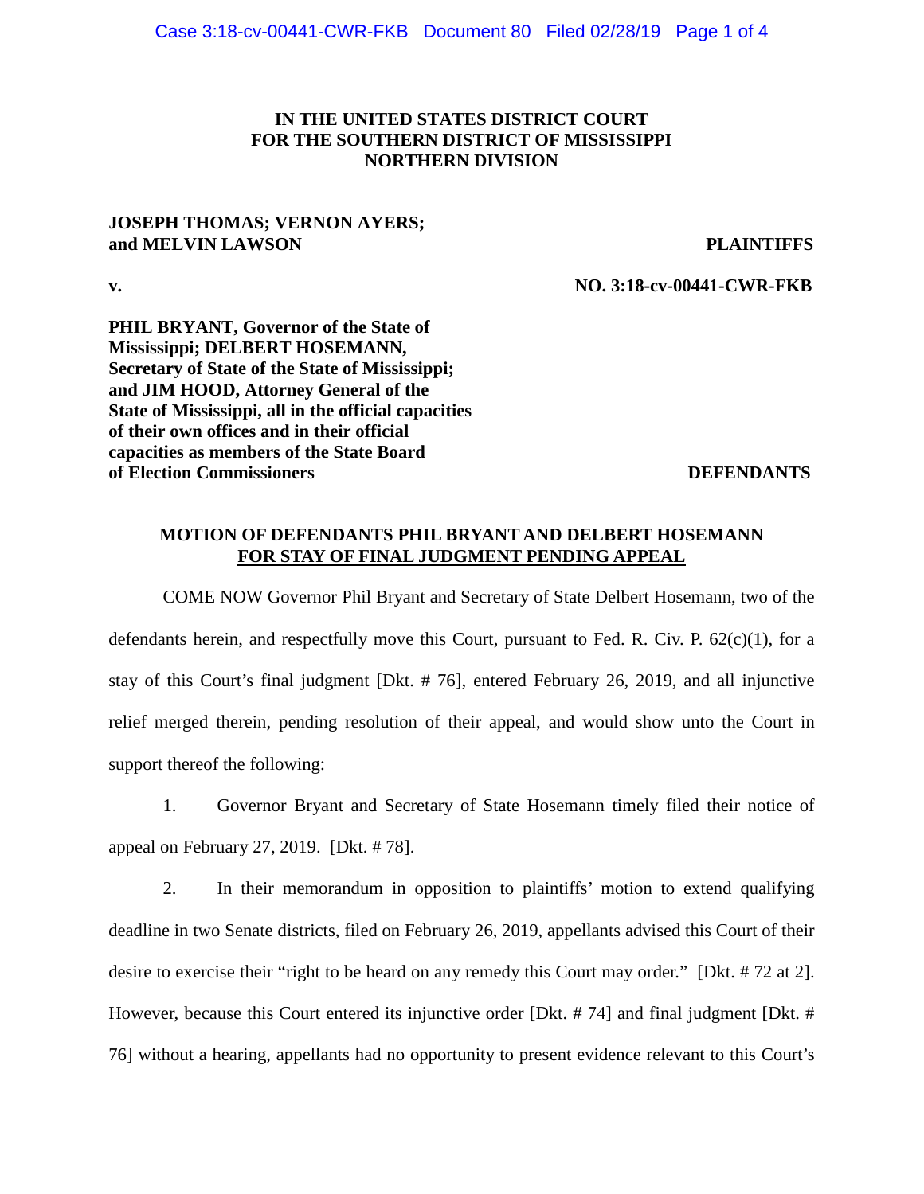**IN THE UNITED STATES DISTRICT COURT
FOR THE SOUTHERN DISTRICT OF MISSISSIPPI
NORTHERN DIVISION**

**JOSEPH THOMAS; VERNON AYERS; and MELVIN LAWSON** **PLAINTIFFS**

**v.** **NO. 3:18-cv-00441-CWR-FKB**

**PHIL BRYANT, Governor of the State of Mississippi; DELBERT HOSEMANN, Secretary of State of the State of Mississippi; and JIM HOOD, Attorney General of the State of Mississippi, all in the official capacities of their own offices and in their official capacities as members of the State Board of Election Commissioners** **DEFENDANTS**

**MOTION OF DEFENDANTS PHIL BRYANT AND DELBERT HOSEMANN
FOR STAY OF FINAL JUDGMENT PENDING APPEAL**

COME NOW Governor Phil Bryant and Secretary of State Delbert Hosemann, two of the defendants herein, and respectfully move this Court, pursuant to Fed. R. Civ. P. 62(c)(1), for a stay of this Court's final judgment [Dkt. # 76], entered February 26, 2019, and all injunctive relief merged therein, pending resolution of their appeal, and would show unto the Court in support thereof the following:

1. Governor Bryant and Secretary of State Hosemann timely filed their notice of appeal on February 27, 2019. [Dkt. # 78].

2. In their memorandum in opposition to plaintiffs' motion to extend qualifying deadline in two Senate districts, filed on February 26, 2019, appellants advised this Court of their desire to exercise their "right to be heard on any remedy this Court may order." [Dkt. # 72 at 2]. However, because this Court entered its injunctive order [Dkt. # 74] and final judgment [Dkt. # 76] without a hearing, appellants had no opportunity to present evidence relevant to this Court's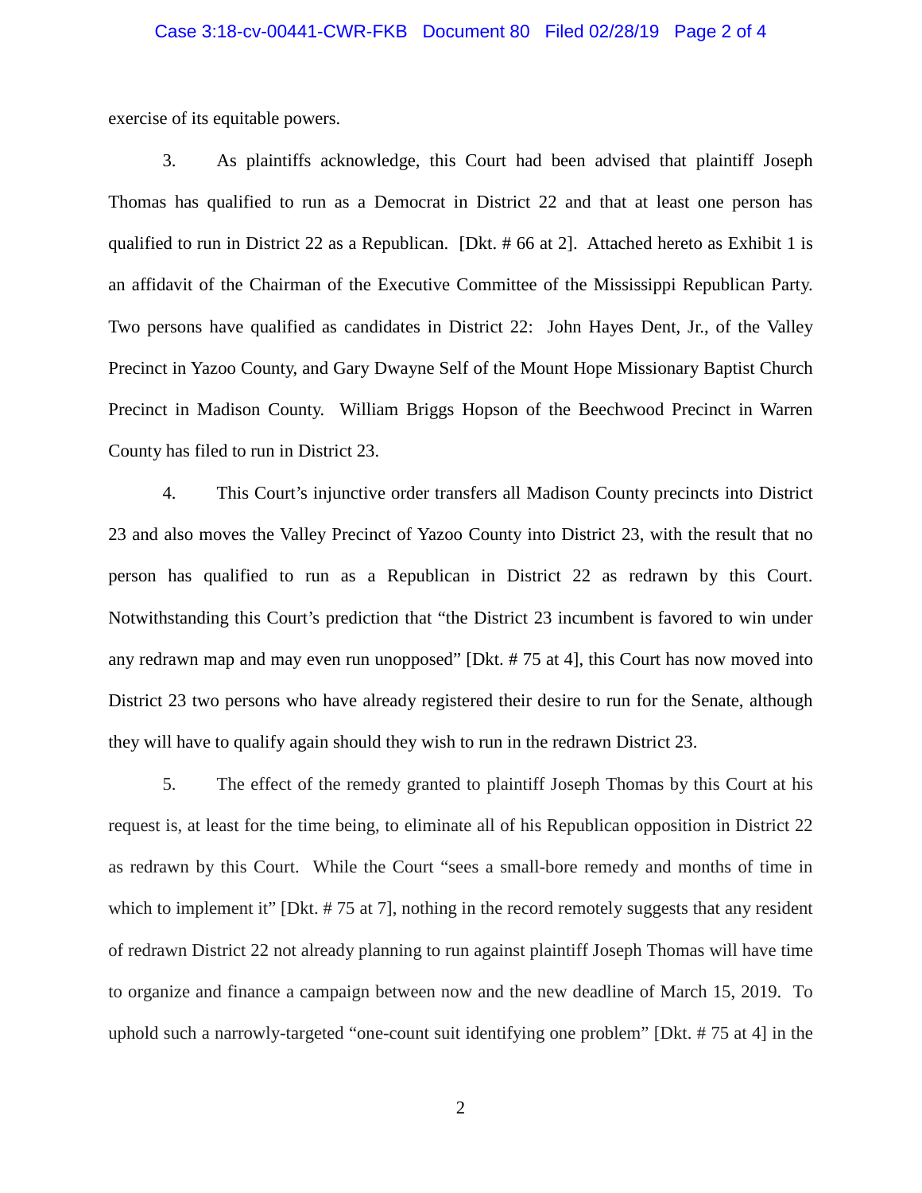exercise of its equitable powers.

3. As plaintiffs acknowledge, this Court had been advised that plaintiff Joseph Thomas has qualified to run as a Democrat in District 22 and that at least one person has qualified to run in District 22 as a Republican. [Dkt. # 66 at 2]. Attached hereto as Exhibit 1 is an affidavit of the Chairman of the Executive Committee of the Mississippi Republican Party. Two persons have qualified as candidates in District 22: John Hayes Dent, Jr., of the Valley Precinct in Yazoo County, and Gary Dwayne Self of the Mount Hope Missionary Baptist Church Precinct in Madison County. William Briggs Hopson of the Beechwood Precinct in Warren County has filed to run in District 23.

4. This Court's injunctive order transfers all Madison County precincts into District 23 and also moves the Valley Precinct of Yazoo County into District 23, with the result that no person has qualified to run as a Republican in District 22 as redrawn by this Court. Notwithstanding this Court's prediction that "the District 23 incumbent is favored to win under any redrawn map and may even run unopposed" [Dkt. # 75 at 4], this Court has now moved into District 23 two persons who have already registered their desire to run for the Senate, although they will have to qualify again should they wish to run in the redrawn District 23.

5. The effect of the remedy granted to plaintiff Joseph Thomas by this Court at his request is, at least for the time being, to eliminate all of his Republican opposition in District 22 as redrawn by this Court. While the Court "sees a small-bore remedy and months of time in which to implement it" [Dkt. # 75 at 7], nothing in the record remotely suggests that any resident of redrawn District 22 not already planning to run against plaintiff Joseph Thomas will have time to organize and finance a campaign between now and the new deadline of March 15, 2019. To uphold such a narrowly-targeted "one-count suit identifying one problem" [Dkt. # 75 at 4] in the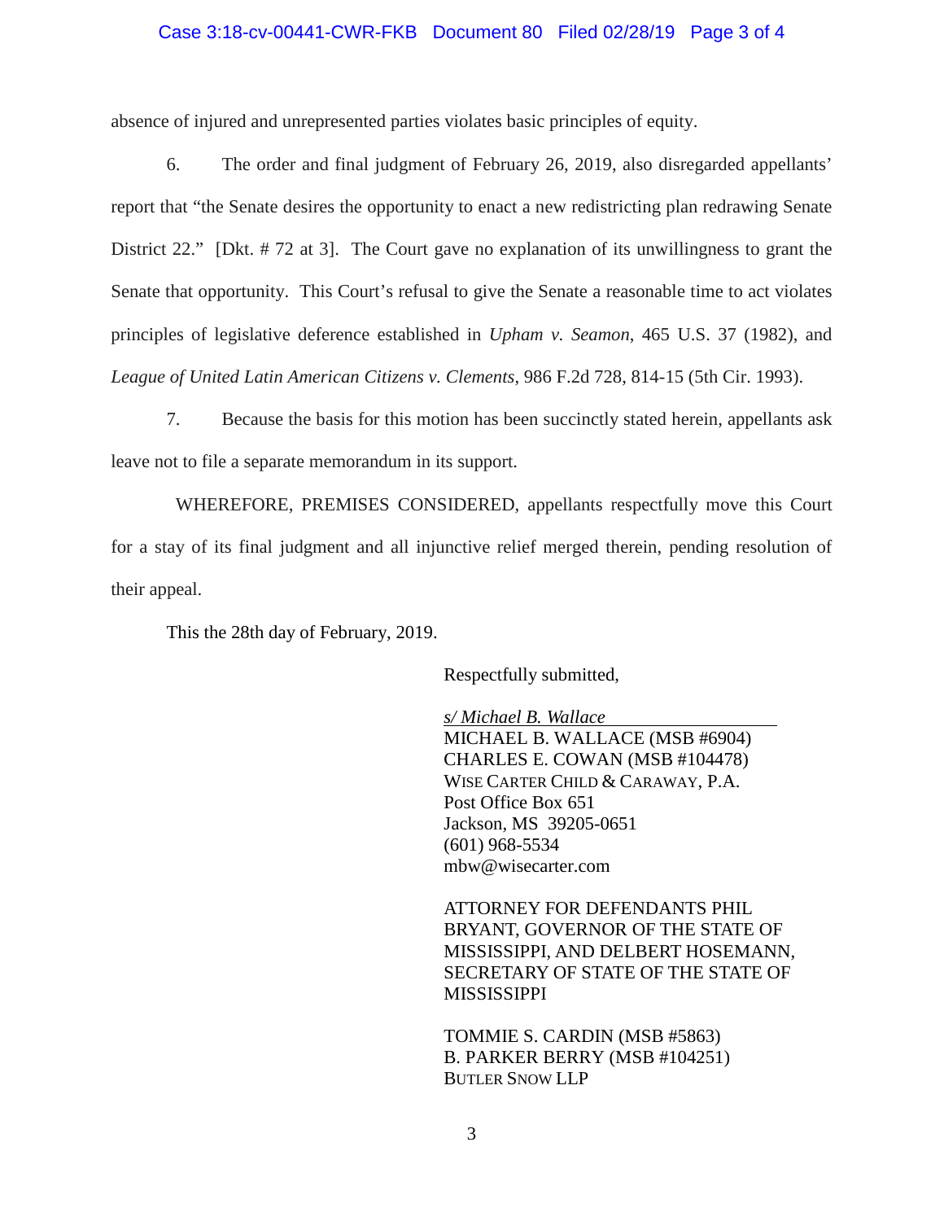absence of injured and unrepresented parties violates basic principles of equity.

6. The order and final judgment of February 26, 2019, also disregarded appellants' report that "the Senate desires the opportunity to enact a new redistricting plan redrawing Senate District 22." [Dkt. # 72 at 3]. The Court gave no explanation of its unwillingness to grant the Senate that opportunity. This Court's refusal to give the Senate a reasonable time to act violates principles of legislative deference established in *Upham v. Seamon*, 465 U.S. 37 (1982), and *League of United Latin American Citizens v. Clements*, 986 F.2d 728, 814-15 (5th Cir. 1993).

7. Because the basis for this motion has been succinctly stated herein, appellants ask leave not to file a separate memorandum in its support.

WHEREFORE, PREMISES CONSIDERED, appellants respectfully move this Court for a stay of its final judgment and all injunctive relief merged therein, pending resolution of their appeal.

This the 28th day of February, 2019.

Respectfully submitted,

*s/ Michael B. Wallace*
MICHAEL B. WALLACE (MSB #6904)
CHARLES E. COWAN (MSB #104478)
WISE CARTER CHILD & CARAWAY, P.A.
Post Office Box 651
Jackson, MS 39205-0651
(601) 968-5534
mbw@wisecarter.com

ATTORNEY FOR DEFENDANTS PHIL BRYANT, GOVERNOR OF THE STATE OF MISSISSIPPI, AND DELBERT HOSEMANN, SECRETARY OF STATE OF THE STATE OF MISSISSIPPI

TOMMIE S. CARDIN (MSB #5863)
B. PARKER BERRY (MSB #104251)
BUTLER SNOW LLP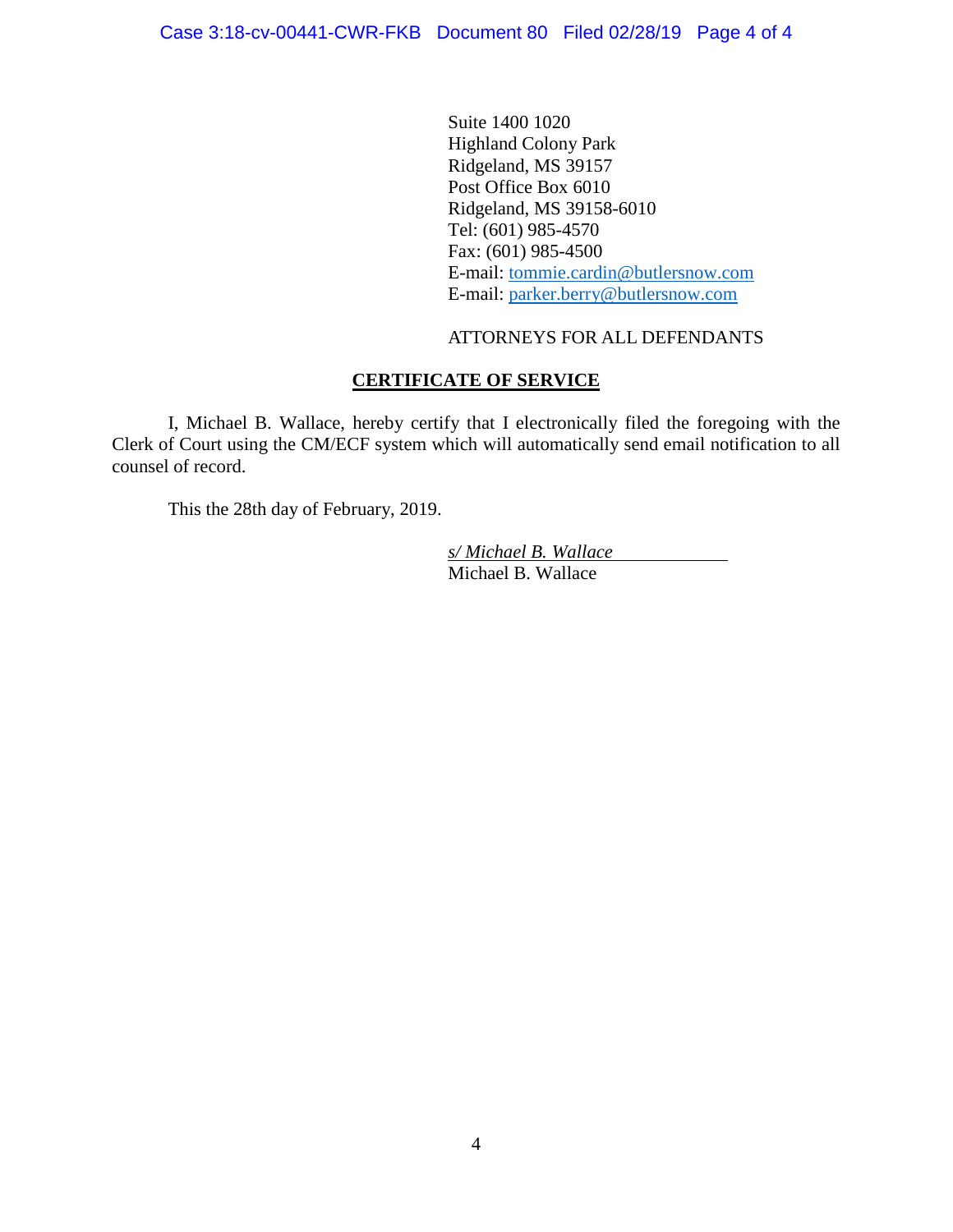Suite 1400 1020
Highland Colony Park
Ridgeland, MS 39157
Post Office Box 6010
Ridgeland, MS 39158-6010
Tel: (601) 985-4570
Fax: (601) 985-4500
E-mail: tommie.cardin@butlersnow.com
E-mail: parker.berry@butlersnow.com

ATTORNEYS FOR ALL DEFENDANTS

**CERTIFICATE OF SERVICE**

I, Michael B. Wallace, hereby certify that I electronically filed the foregoing with the Clerk of Court using the CM/ECF system which will automatically send email notification to all counsel of record.

This the 28th day of February, 2019.

*s/ Michael B. Wallace*
Michael B. Wallace